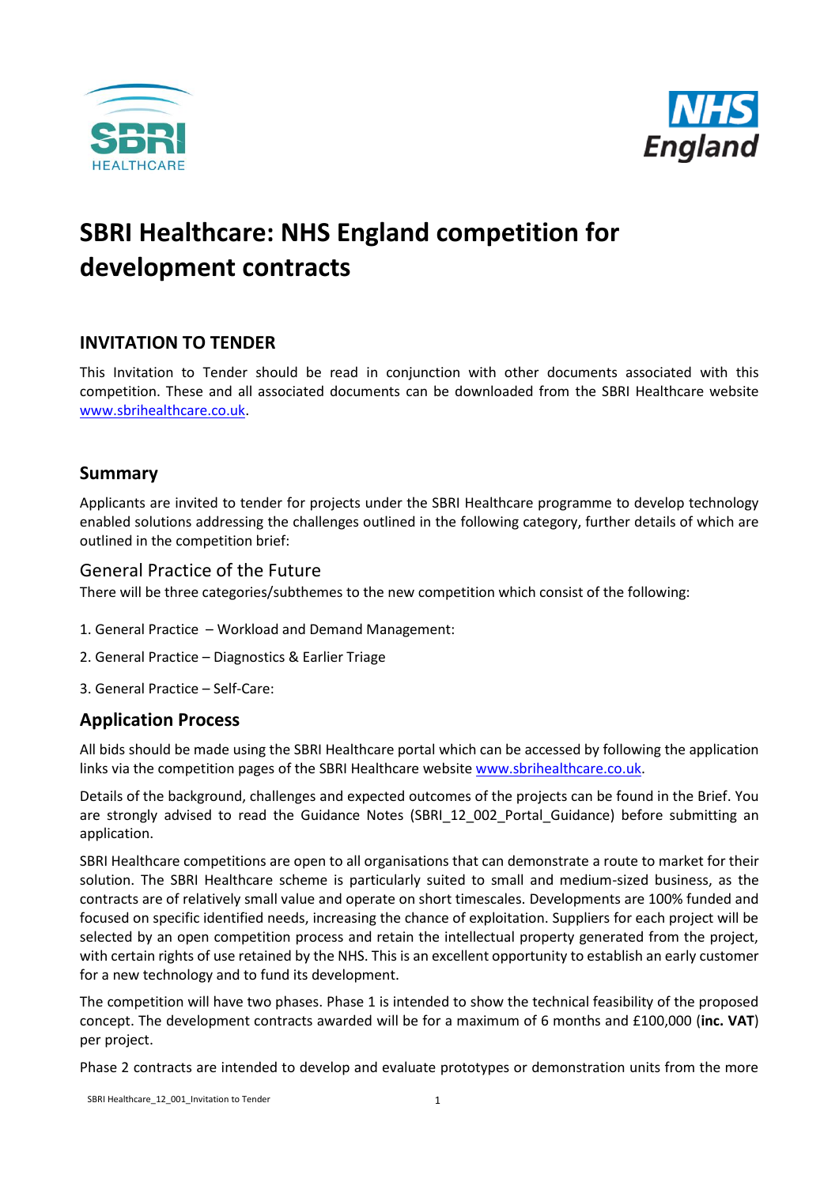# SBRI Healthcare: NHS England competition for development contracts

## INVITATION TO TENDER

This Invitation to Tender should be read in conjunction with other documents associated with this competition. These and all associated documents can be downloaded from the SBRI Healthcare website www.sbrihealthcare.co.uk.

## Summary

Applicants are invited to tender for projects under the SBRI Healthcare programme to develop technology enabled solutions addressing the challenges outlined in the following category, further details of which are outlined in the competition brief:

### General Practice of the Future

There will be three categories/subthemes to the new competition which consist of the following:

1. General Practice – Workload and Demand Management:
2. General Practice – Diagnostics & Earlier Triage
3. General Practice – Self-Care:

## Application Process

All bids should be made using the SBRI Healthcare portal which can be accessed by following the application links via the competition pages of the SBRI Healthcare website www.sbrihealthcare.co.uk.

Details of the background, challenges and expected outcomes of the projects can be found in the Brief. You are strongly advised to read the Guidance Notes (SBRI_12_002_Portal_Guidance) before submitting an application.

SBRI Healthcare competitions are open to all organisations that can demonstrate a route to market for their solution. The SBRI Healthcare scheme is particularly suited to small and medium-sized business, as the contracts are of relatively small value and operate on short timescales. Developments are 100% funded and focused on specific identified needs, increasing the chance of exploitation. Suppliers for each project will be selected by an open competition process and retain the intellectual property generated from the project, with certain rights of use retained by the NHS. This is an excellent opportunity to establish an early customer for a new technology and to fund its development.

The competition will have two phases. Phase 1 is intended to show the technical feasibility of the proposed concept. The development contracts awarded will be for a maximum of 6 months and £100,000 (**inc. VAT**) per project.

Phase 2 contracts are intended to develop and evaluate prototypes or demonstration units from the more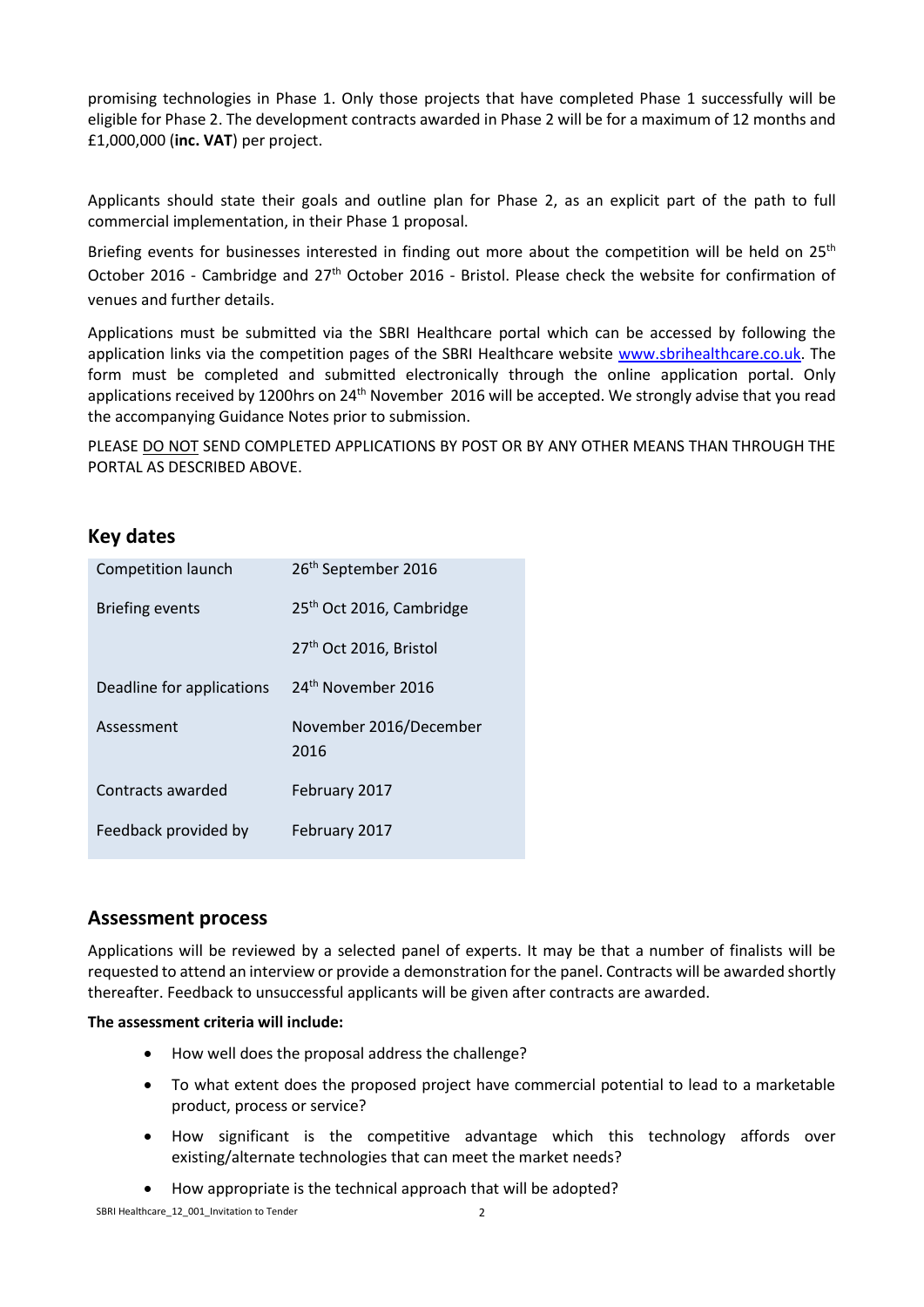promising technologies in Phase 1. Only those projects that have completed Phase 1 successfully will be eligible for Phase 2. The development contracts awarded in Phase 2 will be for a maximum of 12 months and £1,000,000 (**inc. VAT**) per project.

Applicants should state their goals and outline plan for Phase 2, as an explicit part of the path to full commercial implementation, in their Phase 1 proposal.

Briefing events for businesses interested in finding out more about the competition will be held on 25th October 2016 - Cambridge and 27th October 2016 - Bristol. Please check the website for confirmation of venues and further details.

Applications must be submitted via the SBRI Healthcare portal which can be accessed by following the application links via the competition pages of the SBRI Healthcare website www.sbrihealthcare.co.uk. The form must be completed and submitted electronically through the online application portal. Only applications received by 1200hrs on 24th November 2016 will be accepted. We strongly advise that you read the accompanying Guidance Notes prior to submission.

PLEASE DO NOT SEND COMPLETED APPLICATIONS BY POST OR BY ANY OTHER MEANS THAN THROUGH THE PORTAL AS DESCRIBED ABOVE.

## Key dates

| | |
|---|---|
| Competition launch | 26th September 2016 |
| Briefing events | 25th Oct 2016, Cambridge |
| | 27th Oct 2016, Bristol |
| Deadline for applications | 24th November 2016 |
| Assessment | November 2016/December 2016 |
| Contracts awarded | February 2017 |
| Feedback provided by | February 2017 |

## Assessment process

Applications will be reviewed by a selected panel of experts. It may be that a number of finalists will be requested to attend an interview or provide a demonstration for the panel. Contracts will be awarded shortly thereafter. Feedback to unsuccessful applicants will be given after contracts are awarded.

**The assessment criteria will include:**

- How well does the proposal address the challenge?
- To what extent does the proposed project have commercial potential to lead to a marketable product, process or service?
- How significant is the competitive advantage which this technology affords over existing/alternate technologies that can meet the market needs?
- How appropriate is the technical approach that will be adopted?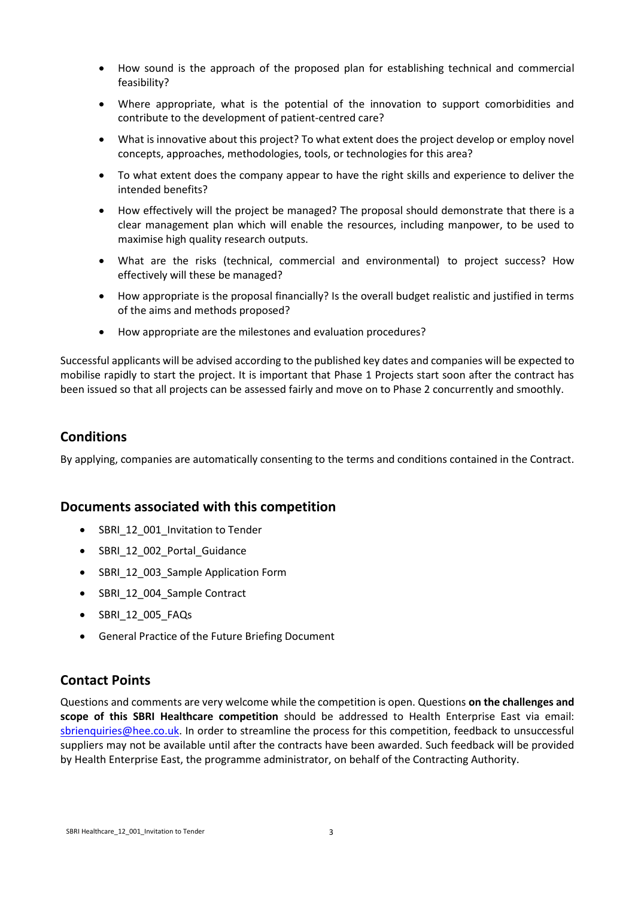- How sound is the approach of the proposed plan for establishing technical and commercial feasibility?
- Where appropriate, what is the potential of the innovation to support comorbidities and contribute to the development of patient-centred care?
- What is innovative about this project? To what extent does the project develop or employ novel concepts, approaches, methodologies, tools, or technologies for this area?
- To what extent does the company appear to have the right skills and experience to deliver the intended benefits?
- How effectively will the project be managed? The proposal should demonstrate that there is a clear management plan which will enable the resources, including manpower, to be used to maximise high quality research outputs.
- What are the risks (technical, commercial and environmental) to project success? How effectively will these be managed?
- How appropriate is the proposal financially? Is the overall budget realistic and justified in terms of the aims and methods proposed?
- How appropriate are the milestones and evaluation procedures?

Successful applicants will be advised according to the published key dates and companies will be expected to mobilise rapidly to start the project. It is important that Phase 1 Projects start soon after the contract has been issued so that all projects can be assessed fairly and move on to Phase 2 concurrently and smoothly.

## Conditions

By applying, companies are automatically consenting to the terms and conditions contained in the Contract.

## Documents associated with this competition

- SBRI_12_001_Invitation to Tender
- SBRI_12_002_Portal_Guidance
- SBRI_12_003_Sample Application Form
- SBRI_12_004_Sample Contract
- SBRI_12_005_FAQs
- General Practice of the Future Briefing Document

## Contact Points

Questions and comments are very welcome while the competition is open. Questions **on the challenges and scope of this SBRI Healthcare competition** should be addressed to Health Enterprise East via email: sbrienquiries@hee.co.uk. In order to streamline the process for this competition, feedback to unsuccessful suppliers may not be available until after the contracts have been awarded. Such feedback will be provided by Health Enterprise East, the programme administrator, on behalf of the Contracting Authority.